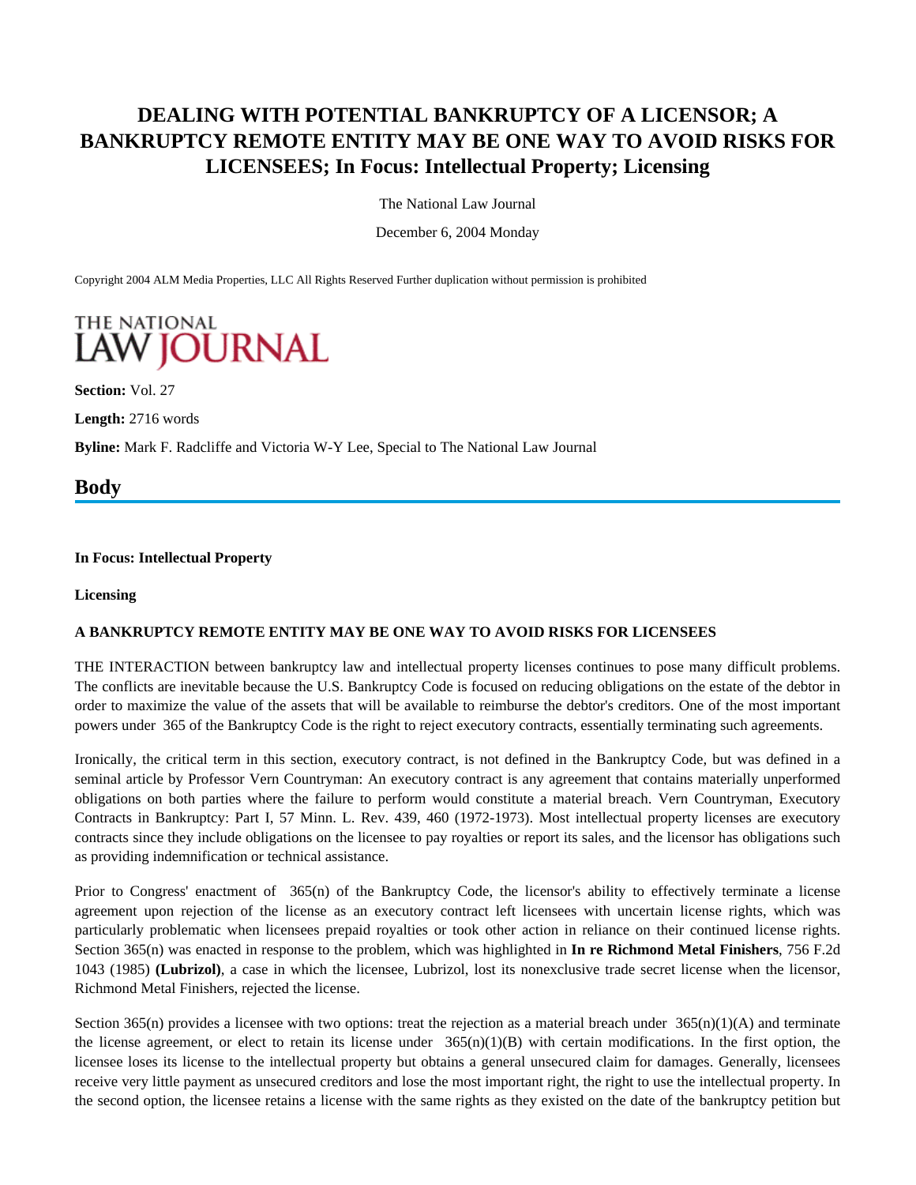# DEALING WITH POTENTIAL BANKRUPTCY OF A LICENSOR; A BANKRUPTCY REMOTE ENTITY MAY BE ONE WAY TO AVOID RISKS FOR LICENSEES; In Focus: Intellectual Property; Licensing

The National Law Journal

December 6, 2004 Monday

Copyright 2004 ALM Media Properties, LLC All Rights Reserved Further duplication without permission is prohibited

THE NATIONAL LAW JOURNAL

**Section:** Vol. 27

**Length:** 2716 words

**Byline:** Mark F. Radcliffe and Victoria W-Y Lee, Special to The National Law Journal

## Body

**In Focus: Intellectual Property**

**Licensing**

**A BANKRUPTCY REMOTE ENTITY MAY BE ONE WAY TO AVOID RISKS FOR LICENSEES**

THE INTERACTION between bankruptcy law and intellectual property licenses continues to pose many difficult problems. The conflicts are inevitable because the U.S. Bankruptcy Code is focused on reducing obligations on the estate of the debtor in order to maximize the value of the assets that will be available to reimburse the debtor's creditors. One of the most important powers under 365 of the Bankruptcy Code is the right to reject executory contracts, essentially terminating such agreements.

Ironically, the critical term in this section, executory contract, is not defined in the Bankruptcy Code, but was defined in a seminal article by Professor Vern Countryman: An executory contract is any agreement that contains materially unperformed obligations on both parties where the failure to perform would constitute a material breach. Vern Countryman, Executory Contracts in Bankruptcy: Part I, 57 Minn. L. Rev. 439, 460 (1972-1973). Most intellectual property licenses are executory contracts since they include obligations on the licensee to pay royalties or report its sales, and the licensor has obligations such as providing indemnification or technical assistance.

Prior to Congress' enactment of 365(n) of the Bankruptcy Code, the licensor's ability to effectively terminate a license agreement upon rejection of the license as an executory contract left licensees with uncertain license rights, which was particularly problematic when licensees prepaid royalties or took other action in reliance on their continued license rights. Section 365(n) was enacted in response to the problem, which was highlighted in **In re Richmond Metal Finishers**, 756 F.2d 1043 (1985) **(Lubrizol)**, a case in which the licensee, Lubrizol, lost its nonexclusive trade secret license when the licensor, Richmond Metal Finishers, rejected the license.

Section 365(n) provides a licensee with two options: treat the rejection as a material breach under 365(n)(1)(A) and terminate the license agreement, or elect to retain its license under 365(n)(1)(B) with certain modifications. In the first option, the licensee loses its license to the intellectual property but obtains a general unsecured claim for damages. Generally, licensees receive very little payment as unsecured creditors and lose the most important right, the right to use the intellectual property. In the second option, the licensee retains a license with the same rights as they existed on the date of the bankruptcy petition but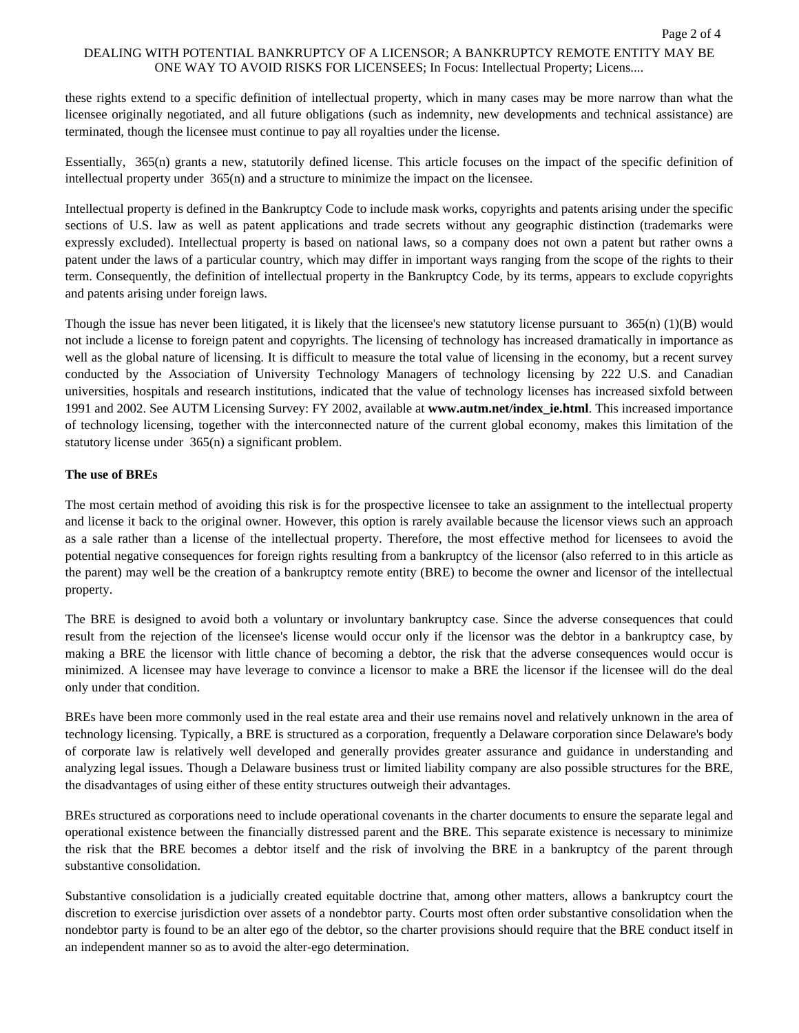these rights extend to a specific definition of intellectual property, which in many cases may be more narrow than what the licensee originally negotiated, and all future obligations (such as indemnity, new developments and technical assistance) are terminated, though the licensee must continue to pay all royalties under the license.

Essentially,  365(n) grants a new, statutorily defined license. This article focuses on the impact of the specific definition of intellectual property under  365(n) and a structure to minimize the impact on the licensee.

Intellectual property is defined in the Bankruptcy Code to include mask works, copyrights and patents arising under the specific sections of U.S. law as well as patent applications and trade secrets without any geographic distinction (trademarks were expressly excluded). Intellectual property is based on national laws, so a company does not own a patent but rather owns a patent under the laws of a particular country, which may differ in important ways ranging from the scope of the rights to their term. Consequently, the definition of intellectual property in the Bankruptcy Code, by its terms, appears to exclude copyrights and patents arising under foreign laws.

Though the issue has never been litigated, it is likely that the licensee's new statutory license pursuant to  365(n) (1)(B) would not include a license to foreign patent and copyrights. The licensing of technology has increased dramatically in importance as well as the global nature of licensing. It is difficult to measure the total value of licensing in the economy, but a recent survey conducted by the Association of University Technology Managers of technology licensing by 222 U.S. and Canadian universities, hospitals and research institutions, indicated that the value of technology licenses has increased sixfold between 1991 and 2002. See AUTM Licensing Survey: FY 2002, available at **www.autm.net/index_ie.html**. This increased importance of technology licensing, together with the interconnected nature of the current global economy, makes this limitation of the statutory license under  365(n) a significant problem.

**The use of BREs**

The most certain method of avoiding this risk is for the prospective licensee to take an assignment to the intellectual property and license it back to the original owner. However, this option is rarely available because the licensor views such an approach as a sale rather than a license of the intellectual property. Therefore, the most effective method for licensees to avoid the potential negative consequences for foreign rights resulting from a bankruptcy of the licensor (also referred to in this article as the parent) may well be the creation of a bankruptcy remote entity (BRE) to become the owner and licensor of the intellectual property.

The BRE is designed to avoid both a voluntary or involuntary bankruptcy case. Since the adverse consequences that could result from the rejection of the licensee's license would occur only if the licensor was the debtor in a bankruptcy case, by making a BRE the licensor with little chance of becoming a debtor, the risk that the adverse consequences would occur is minimized. A licensee may have leverage to convince a licensor to make a BRE the licensor if the licensee will do the deal only under that condition.

BREs have been more commonly used in the real estate area and their use remains novel and relatively unknown in the area of technology licensing. Typically, a BRE is structured as a corporation, frequently a Delaware corporation since Delaware's body of corporate law is relatively well developed and generally provides greater assurance and guidance in understanding and analyzing legal issues. Though a Delaware business trust or limited liability company are also possible structures for the BRE, the disadvantages of using either of these entity structures outweigh their advantages.

BREs structured as corporations need to include operational covenants in the charter documents to ensure the separate legal and operational existence between the financially distressed parent and the BRE. This separate existence is necessary to minimize the risk that the BRE becomes a debtor itself and the risk of involving the BRE in a bankruptcy of the parent through substantive consolidation.

Substantive consolidation is a judicially created equitable doctrine that, among other matters, allows a bankruptcy court the discretion to exercise jurisdiction over assets of a nondebtor party. Courts most often order substantive consolidation when the nondebtor party is found to be an alter ego of the debtor, so the charter provisions should require that the BRE conduct itself in an independent manner so as to avoid the alter-ego determination.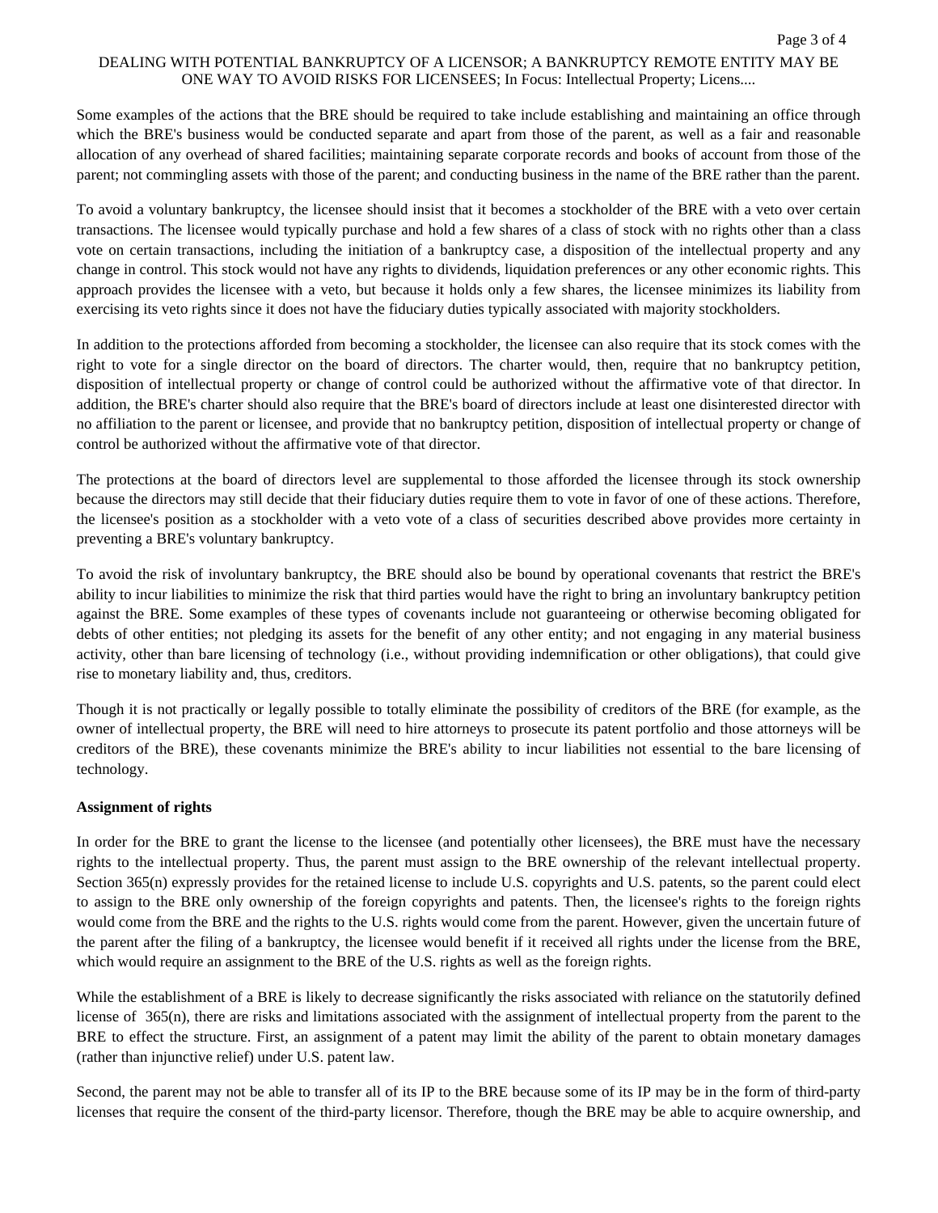Some examples of the actions that the BRE should be required to take include establishing and maintaining an office through which the BRE's business would be conducted separate and apart from those of the parent, as well as a fair and reasonable allocation of any overhead of shared facilities; maintaining separate corporate records and books of account from those of the parent; not commingling assets with those of the parent; and conducting business in the name of the BRE rather than the parent.

To avoid a voluntary bankruptcy, the licensee should insist that it becomes a stockholder of the BRE with a veto over certain transactions. The licensee would typically purchase and hold a few shares of a class of stock with no rights other than a class vote on certain transactions, including the initiation of a bankruptcy case, a disposition of the intellectual property and any change in control. This stock would not have any rights to dividends, liquidation preferences or any other economic rights. This approach provides the licensee with a veto, but because it holds only a few shares, the licensee minimizes its liability from exercising its veto rights since it does not have the fiduciary duties typically associated with majority stockholders.

In addition to the protections afforded from becoming a stockholder, the licensee can also require that its stock comes with the right to vote for a single director on the board of directors. The charter would, then, require that no bankruptcy petition, disposition of intellectual property or change of control could be authorized without the affirmative vote of that director. In addition, the BRE's charter should also require that the BRE's board of directors include at least one disinterested director with no affiliation to the parent or licensee, and provide that no bankruptcy petition, disposition of intellectual property or change of control be authorized without the affirmative vote of that director.

The protections at the board of directors level are supplemental to those afforded the licensee through its stock ownership because the directors may still decide that their fiduciary duties require them to vote in favor of one of these actions. Therefore, the licensee's position as a stockholder with a veto vote of a class of securities described above provides more certainty in preventing a BRE's voluntary bankruptcy.

To avoid the risk of involuntary bankruptcy, the BRE should also be bound by operational covenants that restrict the BRE's ability to incur liabilities to minimize the risk that third parties would have the right to bring an involuntary bankruptcy petition against the BRE. Some examples of these types of covenants include not guaranteeing or otherwise becoming obligated for debts of other entities; not pledging its assets for the benefit of any other entity; and not engaging in any material business activity, other than bare licensing of technology (i.e., without providing indemnification or other obligations), that could give rise to monetary liability and, thus, creditors.

Though it is not practically or legally possible to totally eliminate the possibility of creditors of the BRE (for example, as the owner of intellectual property, the BRE will need to hire attorneys to prosecute its patent portfolio and those attorneys will be creditors of the BRE), these covenants minimize the BRE's ability to incur liabilities not essential to the bare licensing of technology.

**Assignment of rights**

In order for the BRE to grant the license to the licensee (and potentially other licensees), the BRE must have the necessary rights to the intellectual property. Thus, the parent must assign to the BRE ownership of the relevant intellectual property. Section 365(n) expressly provides for the retained license to include U.S. copyrights and U.S. patents, so the parent could elect to assign to the BRE only ownership of the foreign copyrights and patents. Then, the licensee's rights to the foreign rights would come from the BRE and the rights to the U.S. rights would come from the parent. However, given the uncertain future of the parent after the filing of a bankruptcy, the licensee would benefit if it received all rights under the license from the BRE, which would require an assignment to the BRE of the U.S. rights as well as the foreign rights.

While the establishment of a BRE is likely to decrease significantly the risks associated with reliance on the statutorily defined license of 365(n), there are risks and limitations associated with the assignment of intellectual property from the parent to the BRE to effect the structure. First, an assignment of a patent may limit the ability of the parent to obtain monetary damages (rather than injunctive relief) under U.S. patent law.

Second, the parent may not be able to transfer all of its IP to the BRE because some of its IP may be in the form of third-party licenses that require the consent of the third-party licensor. Therefore, though the BRE may be able to acquire ownership, and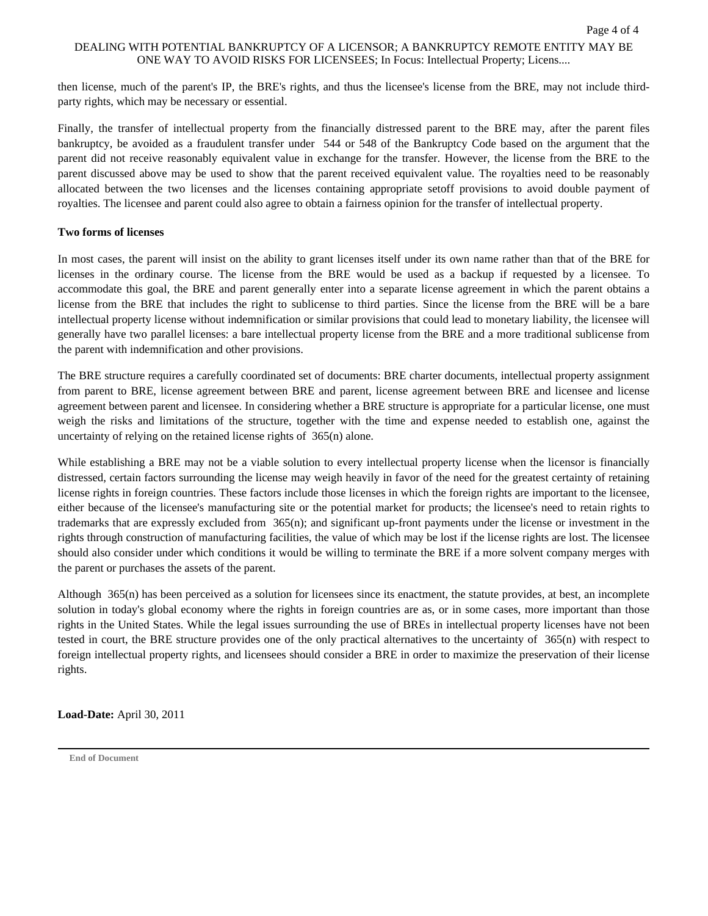then license, much of the parent's IP, the BRE's rights, and thus the licensee's license from the BRE, may not include third-party rights, which may be necessary or essential.

Finally, the transfer of intellectual property from the financially distressed parent to the BRE may, after the parent files bankruptcy, be avoided as a fraudulent transfer under 544 or 548 of the Bankruptcy Code based on the argument that the parent did not receive reasonably equivalent value in exchange for the transfer. However, the license from the BRE to the parent discussed above may be used to show that the parent received equivalent value. The royalties need to be reasonably allocated between the two licenses and the licenses containing appropriate setoff provisions to avoid double payment of royalties. The licensee and parent could also agree to obtain a fairness opinion for the transfer of intellectual property.

**Two forms of licenses**

In most cases, the parent will insist on the ability to grant licenses itself under its own name rather than that of the BRE for licenses in the ordinary course. The license from the BRE would be used as a backup if requested by a licensee. To accommodate this goal, the BRE and parent generally enter into a separate license agreement in which the parent obtains a license from the BRE that includes the right to sublicense to third parties. Since the license from the BRE will be a bare intellectual property license without indemnification or similar provisions that could lead to monetary liability, the licensee will generally have two parallel licenses: a bare intellectual property license from the BRE and a more traditional sublicense from the parent with indemnification and other provisions.

The BRE structure requires a carefully coordinated set of documents: BRE charter documents, intellectual property assignment from parent to BRE, license agreement between BRE and parent, license agreement between BRE and licensee and license agreement between parent and licensee. In considering whether a BRE structure is appropriate for a particular license, one must weigh the risks and limitations of the structure, together with the time and expense needed to establish one, against the uncertainty of relying on the retained license rights of 365(n) alone.

While establishing a BRE may not be a viable solution to every intellectual property license when the licensor is financially distressed, certain factors surrounding the license may weigh heavily in favor of the need for the greatest certainty of retaining license rights in foreign countries. These factors include those licenses in which the foreign rights are important to the licensee, either because of the licensee's manufacturing site or the potential market for products; the licensee's need to retain rights to trademarks that are expressly excluded from 365(n); and significant up-front payments under the license or investment in the rights through construction of manufacturing facilities, the value of which may be lost if the license rights are lost. The licensee should also consider under which conditions it would be willing to terminate the BRE if a more solvent company merges with the parent or purchases the assets of the parent.

Although 365(n) has been perceived as a solution for licensees since its enactment, the statute provides, at best, an incomplete solution in today's global economy where the rights in foreign countries are as, or in some cases, more important than those rights in the United States. While the legal issues surrounding the use of BREs in intellectual property licenses have not been tested in court, the BRE structure provides one of the only practical alternatives to the uncertainty of 365(n) with respect to foreign intellectual property rights, and licensees should consider a BRE in order to maximize the preservation of their license rights.

**Load-Date:** April 30, 2011

End of Document